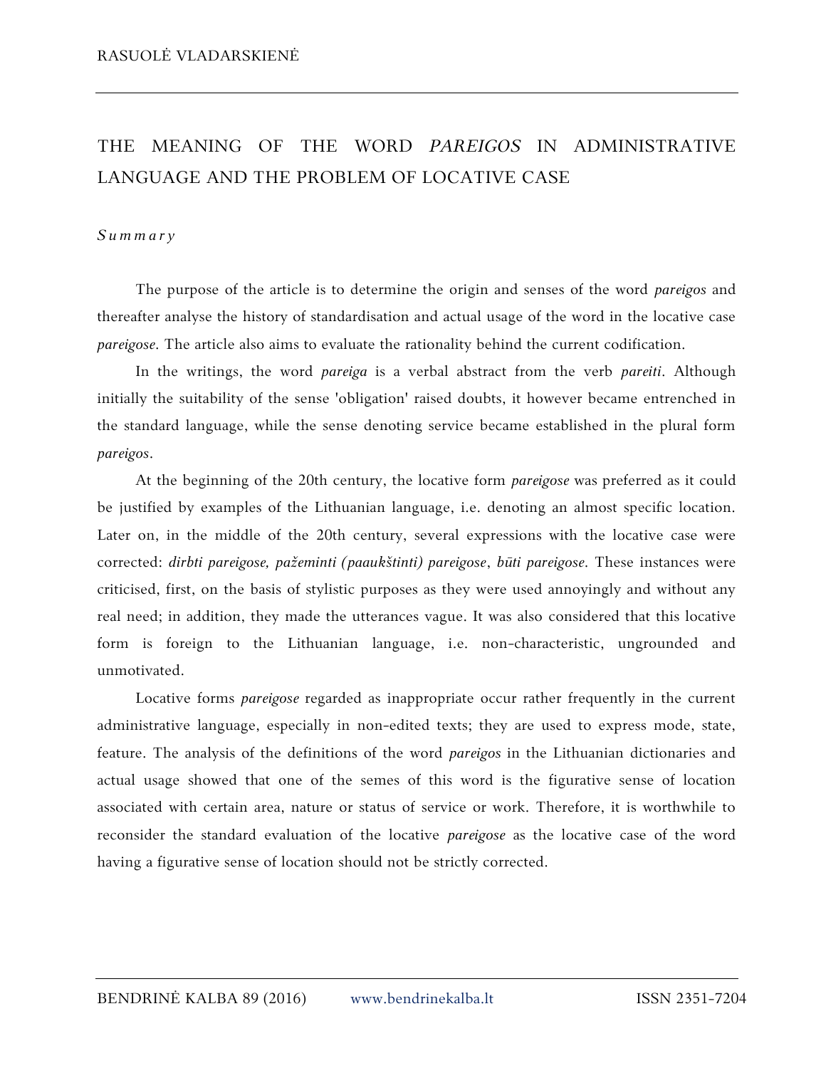RASUOLĖ VLADARSKIENĖ

# THE MEANING OF THE WORD *PAREIGOS* IN ADMINISTRATIVE LANGUAGE AND THE PROBLEM OF LOCATIVE CASE

*Summary*

The purpose of the article is to determine the origin and senses of the word *pareigos* and thereafter analyse the history of standardisation and actual usage of the word in the locative case *pareigose*. The article also aims to evaluate the rationality behind the current codification.

In the writings, the word *pareiga* is a verbal abstract from the verb *pareiti*. Although initially the suitability of the sense 'obligation' raised doubts, it however became entrenched in the standard language, while the sense denoting service became established in the plural form *pareigos*.

At the beginning of the 20th century, the locative form *pareigose* was preferred as it could be justified by examples of the Lithuanian language, i.e. denoting an almost specific location. Later on, in the middle of the 20th century, several expressions with the locative case were corrected: *dirbti pareigose, pažeminti (paaukštinti) pareigose*, *būti pareigose*. These instances were criticised, first, on the basis of stylistic purposes as they were used annoyingly and without any real need; in addition, they made the utterances vague. It was also considered that this locative form is foreign to the Lithuanian language, i.e. non-characteristic, ungrounded and unmotivated.

Locative forms *pareigose* regarded as inappropriate occur rather frequently in the current administrative language, especially in non-edited texts; they are used to express mode, state, feature. The analysis of the definitions of the word *pareigos* in the Lithuanian dictionaries and actual usage showed that one of the semes of this word is the figurative sense of location associated with certain area, nature or status of service or work. Therefore, it is worthwhile to reconsider the standard evaluation of the locative *pareigose* as the locative case of the word having a figurative sense of location should not be strictly corrected.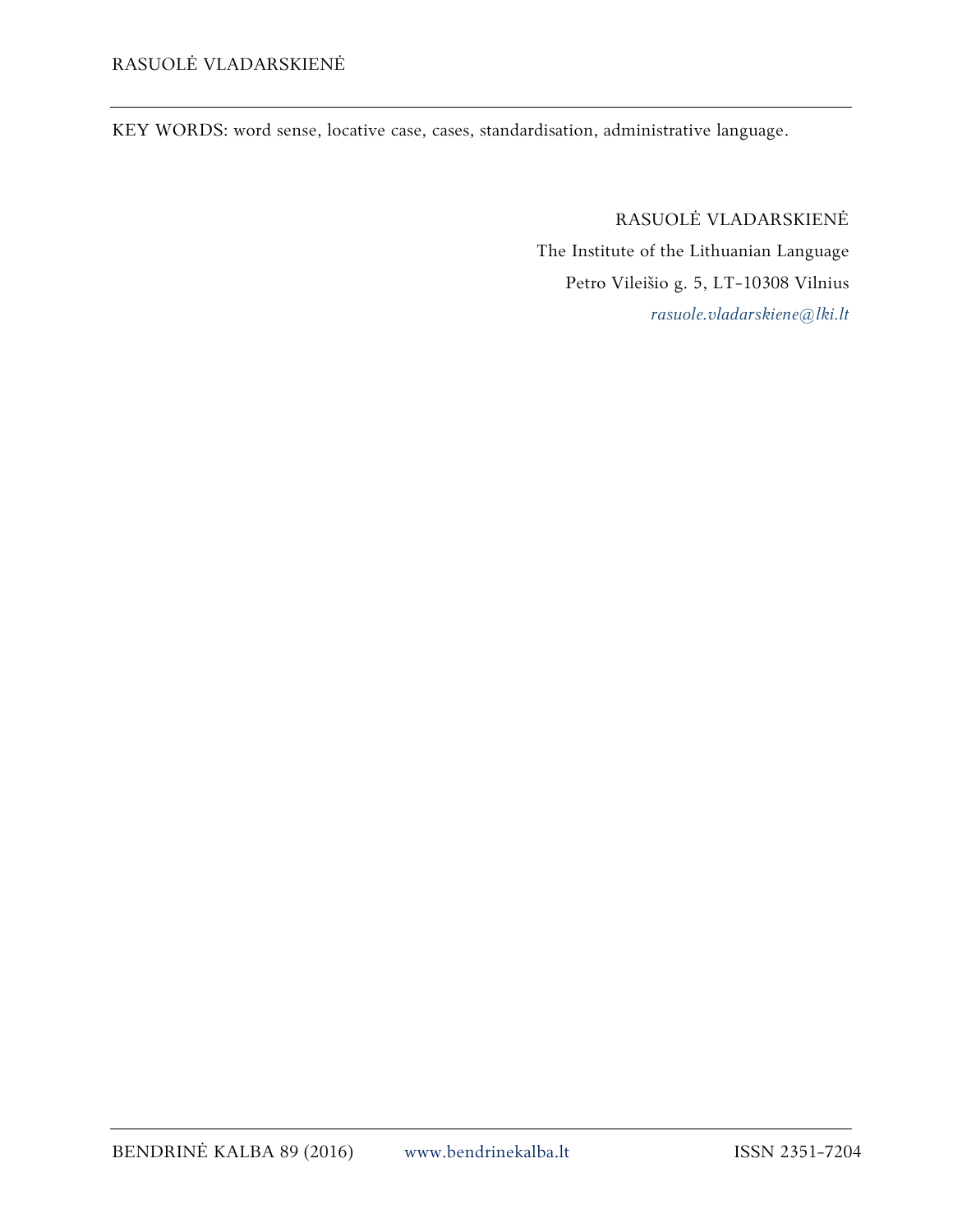KEY WORDS: word sense, locative case, cases, standardisation, administrative language.

RASUOLĖ VLADARSKIENĖ  
The Institute of the Lithuanian Language  
Petro Vileišio g. 5, LT-10308 Vilnius  
*rasuole.vladarskiene@lki.lt*